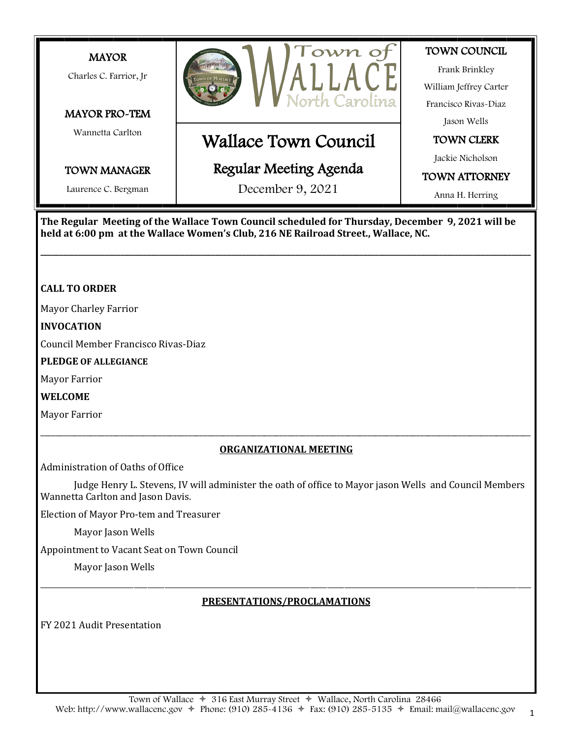MAYOR

Charles C. Farrior, Jr

MAYOR PRO-TEM

Wannetta Carlton

TOWN MANAGER

Laurence C. Bergman

Town of WALLACE North Carolina

# Wallace Town Council

## Regular Meeting Agenda

December 9, 2021

TOWN COUNCIL

Frank Brinkley

William Jeffrey Carter

Francisco Rivas-Diaz

Jason Wells

TOWN CLERK

Jackie Nicholson

TOWN ATTORNEY

Anna H. Herring

**The Regular Meeting of the Wallace Town Council scheduled for Thursday, December 9, 2021 will be held at 6:00 pm at the Wallace Women's Club, 216 NE Railroad Street., Wallace, NC.**

---

**CALL TO ORDER**

Mayor Charley Farrior

**INVOCATION**

Council Member Francisco Rivas-Diaz

**PLEDGE OF ALLEGIANCE**

Mayor Farrior

**WELCOME**

Mayor Farrior

---

**ORGANIZATIONAL MEETING**

Administration of Oaths of Office

Judge Henry L. Stevens, IV will administer the oath of office to Mayor jason Wells and Council Members Wannetta Carlton and Jason Davis.

Election of Mayor Pro-tem and Treasurer

Mayor Jason Wells

Appointment to Vacant Seat on Town Council

Mayor Jason Wells

---

**PRESENTATIONS/PROCLAMATIONS**

FY 2021 Audit Presentation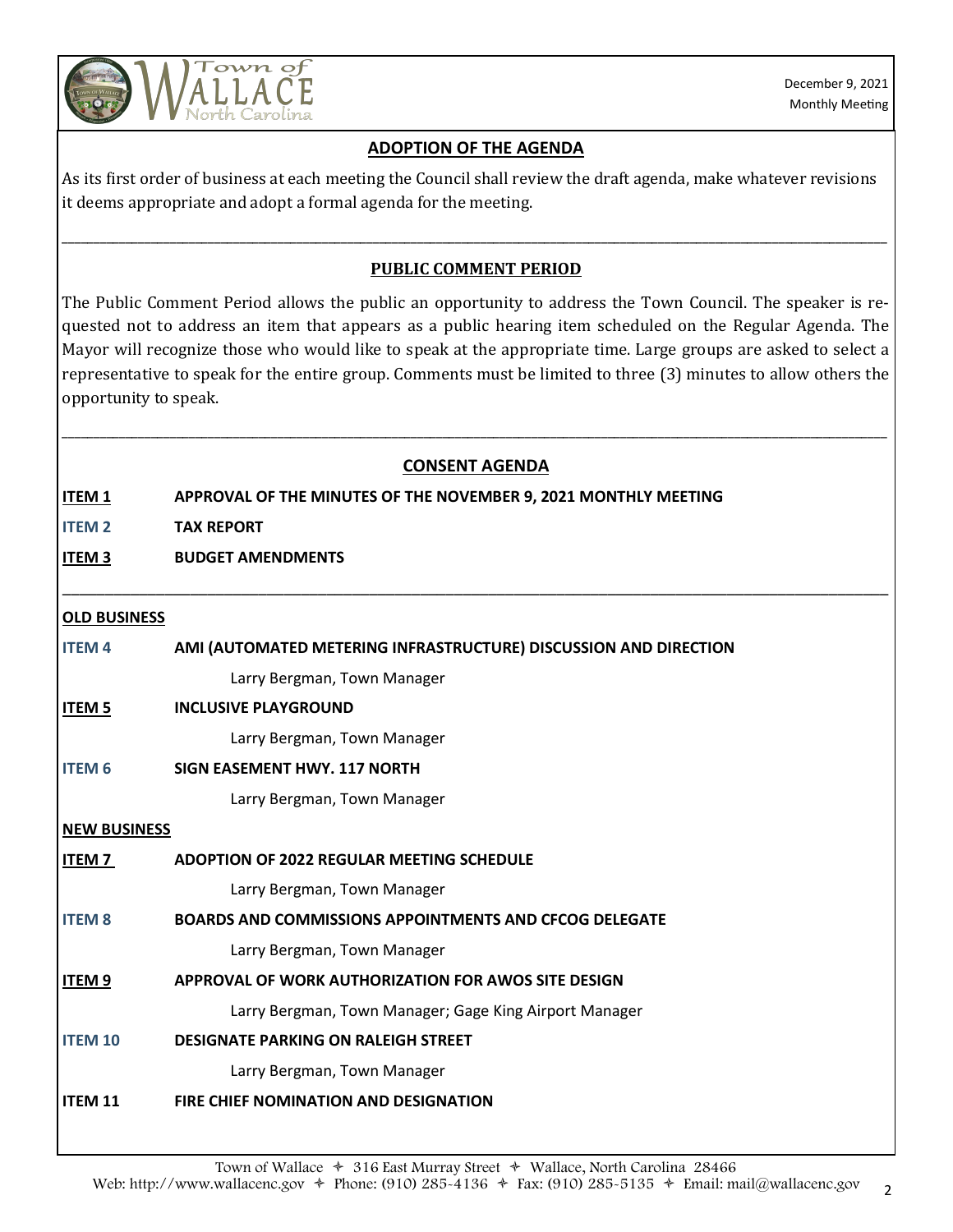## ADOPTION OF THE AGENDA

As its first order of business at each meeting the Council shall review the draft agenda, make whatever revisions it deems appropriate and adopt a formal agenda for the meeting.

---

## PUBLIC COMMENT PERIOD

The Public Comment Period allows the public an opportunity to address the Town Council. The speaker is requested not to address an item that appears as a public hearing item scheduled on the Regular Agenda. The Mayor will recognize those who would like to speak at the appropriate time. Large groups are asked to select a representative to speak for the entire group. Comments must be limited to three (3) minutes to allow others the opportunity to speak.

---

## CONSENT AGENDA

**ITEM 1** **APPROVAL OF THE MINUTES OF THE NOVEMBER 9, 2021 MONTHLY MEETING**

**ITEM 2** **TAX REPORT**

**ITEM 3** **BUDGET AMENDMENTS**

---

## OLD BUSINESS

**ITEM 4** **AMI (AUTOMATED METERING INFRASTRUCTURE) DISCUSSION AND DIRECTION**

Larry Bergman, Town Manager

**ITEM 5** **INCLUSIVE PLAYGROUND**

Larry Bergman, Town Manager

**ITEM 6** **SIGN EASEMENT HWY. 117 NORTH**

Larry Bergman, Town Manager

## NEW BUSINESS

**ITEM 7** **ADOPTION OF 2022 REGULAR MEETING SCHEDULE**

Larry Bergman, Town Manager

**ITEM 8** **BOARDS AND COMMISSIONS APPOINTMENTS AND CFCOG DELEGATE**

Larry Bergman, Town Manager

**ITEM 9** **APPROVAL OF WORK AUTHORIZATION FOR AWOS SITE DESIGN**

Larry Bergman, Town Manager; Gage King Airport Manager

**ITEM 10** **DESIGNATE PARKING ON RALEIGH STREET**

Larry Bergman, Town Manager

**ITEM 11** **FIRE CHIEF NOMINATION AND DESIGNATION**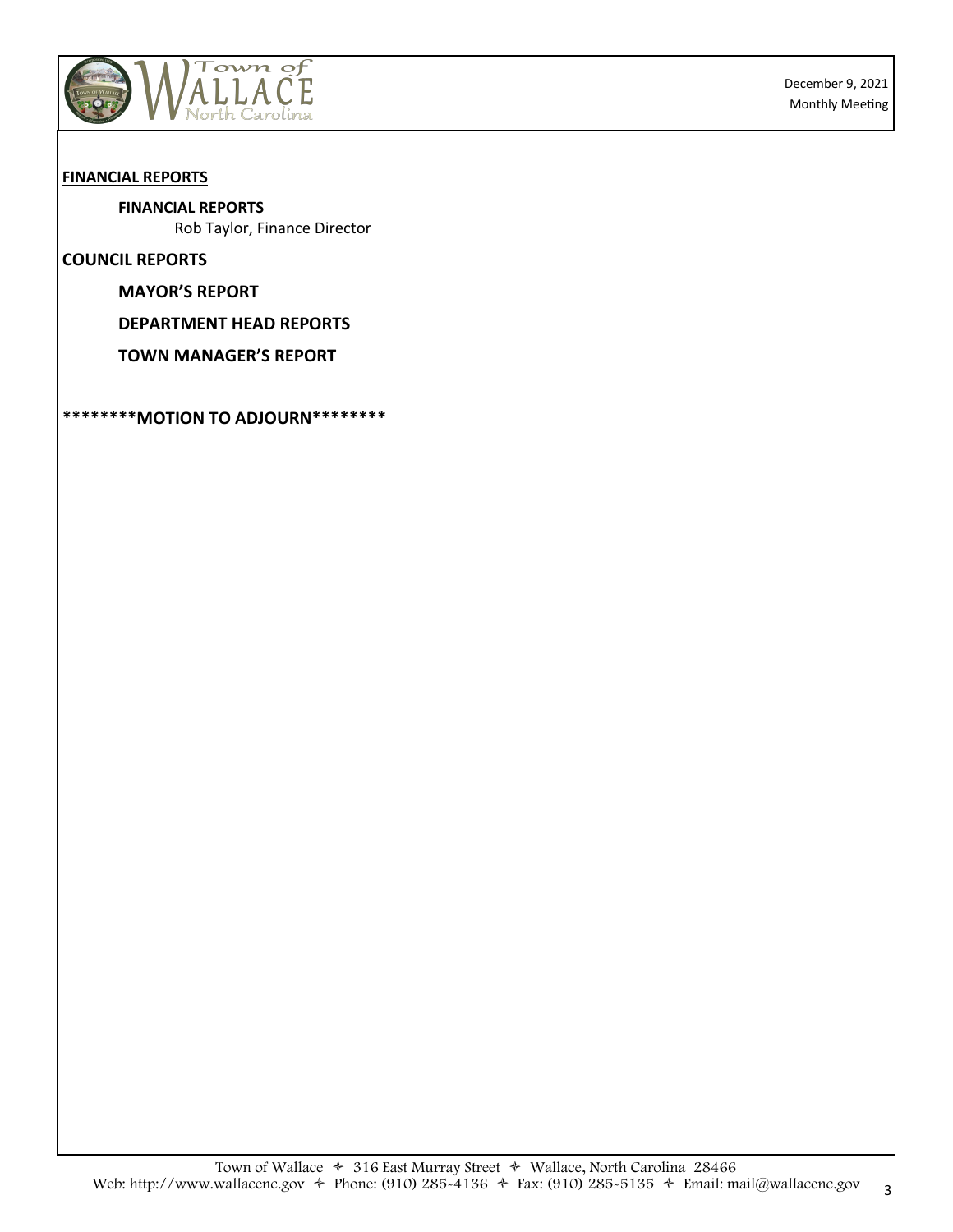**FINANCIAL REPORTS**

**FINANCIAL REPORTS**
Rob Taylor, Finance Director

**COUNCIL REPORTS**

**MAYOR'S REPORT**

**DEPARTMENT HEAD REPORTS**

**TOWN MANAGER'S REPORT**

**\*\*\*\*\*\*\*\*MOTION TO ADJOURN\*\*\*\*\*\*\*\***